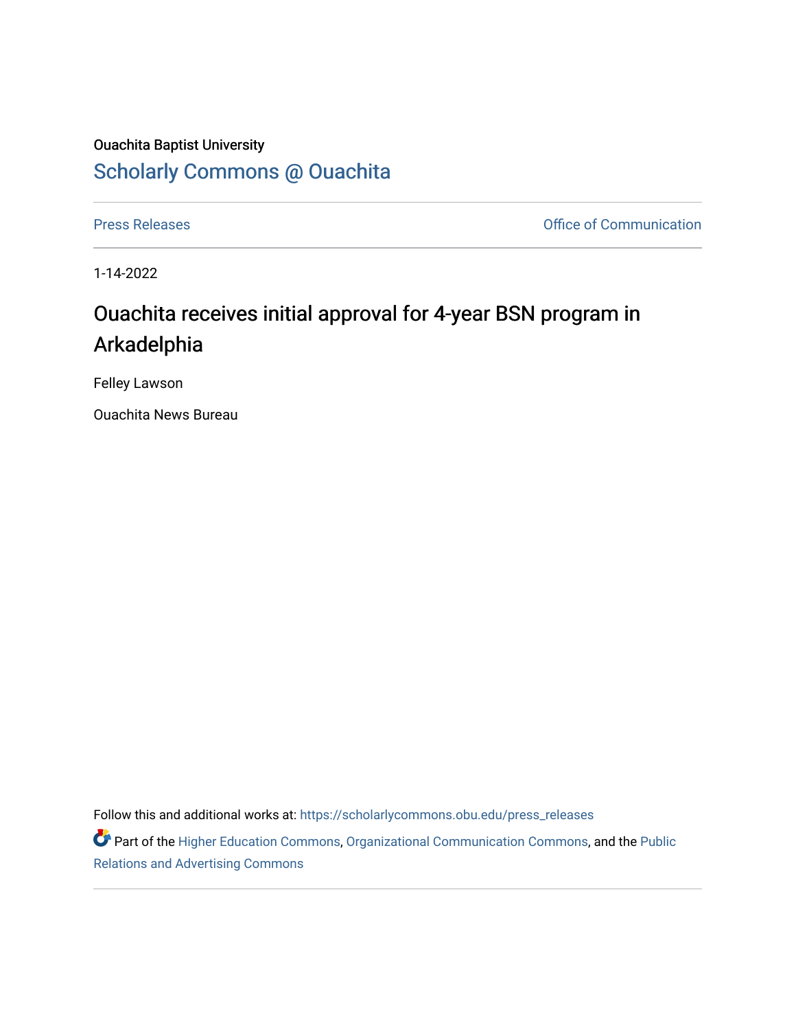Ouachita Baptist University

# Scholarly Commons @ Ouachita

Press Releases | Office of Communication

1-14-2022

## Ouachita receives initial approval for 4-year BSN program in Arkadelphia

Felley Lawson

Ouachita News Bureau

Follow this and additional works at: https://scholarlycommons.obu.edu/press_releases

Part of the Higher Education Commons, Organizational Communication Commons, and the Public Relations and Advertising Commons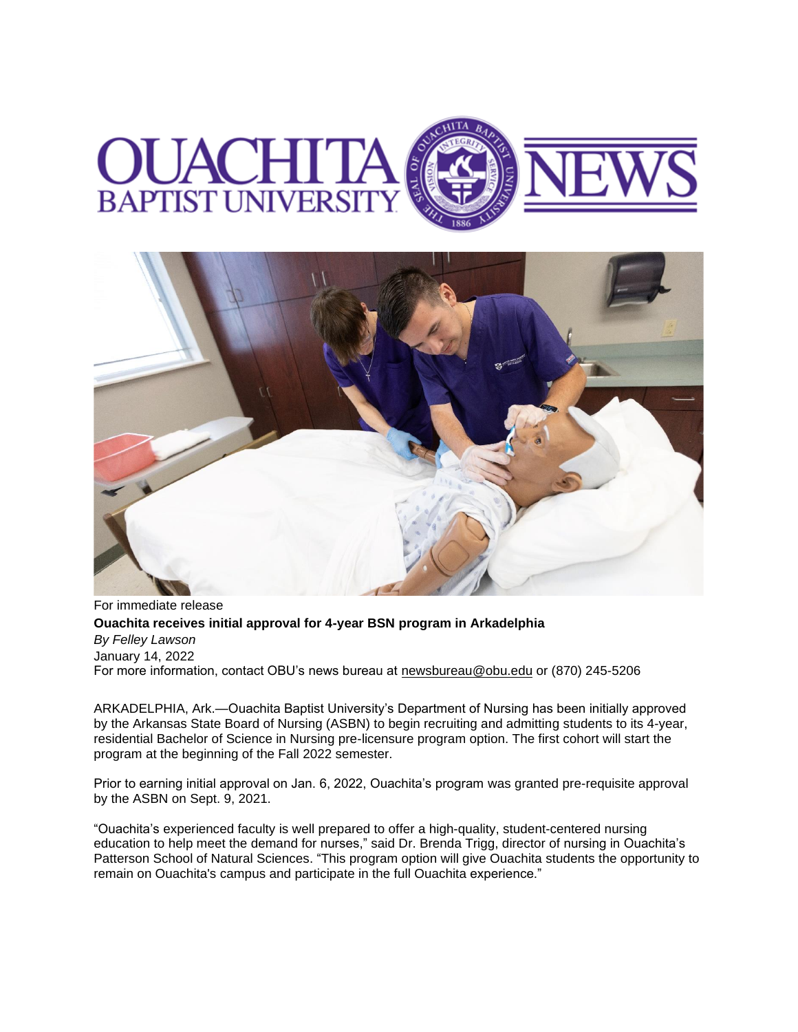For immediate release

**Ouachita receives initial approval for 4-year BSN program in Arkadelphia**

*By Felley Lawson*

January 14, 2022

For more information, contact OBU's news bureau at newsbureau@obu.edu or (870) 245-5206

ARKADELPHIA, Ark.—Ouachita Baptist University's Department of Nursing has been initially approved by the Arkansas State Board of Nursing (ASBN) to begin recruiting and admitting students to its 4-year, residential Bachelor of Science in Nursing pre-licensure program option. The first cohort will start the program at the beginning of the Fall 2022 semester.

Prior to earning initial approval on Jan. 6, 2022, Ouachita's program was granted pre-requisite approval by the ASBN on Sept. 9, 2021.

"Ouachita's experienced faculty is well prepared to offer a high-quality, student-centered nursing education to help meet the demand for nurses," said Dr. Brenda Trigg, director of nursing in Ouachita's Patterson School of Natural Sciences. "This program option will give Ouachita students the opportunity to remain on Ouachita's campus and participate in the full Ouachita experience."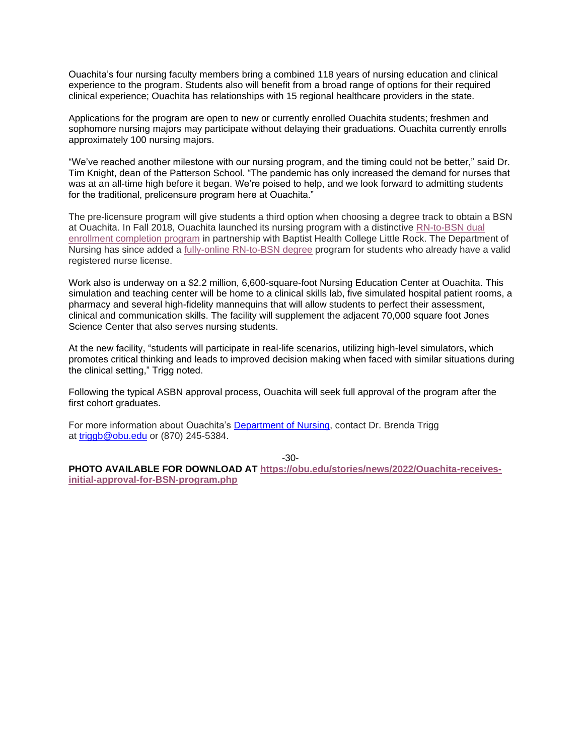Ouachita's four nursing faculty members bring a combined 118 years of nursing education and clinical experience to the program. Students also will benefit from a broad range of options for their required clinical experience; Ouachita has relationships with 15 regional healthcare providers in the state.

Applications for the program are open to new or currently enrolled Ouachita students; freshmen and sophomore nursing majors may participate without delaying their graduations. Ouachita currently enrolls approximately 100 nursing majors.

"We've reached another milestone with our nursing program, and the timing could not be better," said Dr. Tim Knight, dean of the Patterson School. "The pandemic has only increased the demand for nurses that was at an all-time high before it began. We're poised to help, and we look forward to admitting students for the traditional, prelicensure program here at Ouachita."

The pre-licensure program will give students a third option when choosing a degree track to obtain a BSN at Ouachita. In Fall 2018, Ouachita launched its nursing program with a distinctive RN-to-BSN dual enrollment completion program in partnership with Baptist Health College Little Rock. The Department of Nursing has since added a fully-online RN-to-BSN degree program for students who already have a valid registered nurse license.

Work also is underway on a $2.2 million, 6,600-square-foot Nursing Education Center at Ouachita. This simulation and teaching center will be home to a clinical skills lab, five simulated hospital patient rooms, a pharmacy and several high-fidelity mannequins that will allow students to perfect their assessment, clinical and communication skills. The facility will supplement the adjacent 70,000 square foot Jones Science Center that also serves nursing students.

At the new facility, "students will participate in real-life scenarios, utilizing high-level simulators, which promotes critical thinking and leads to improved decision making when faced with similar situations during the clinical setting," Trigg noted.

Following the typical ASBN approval process, Ouachita will seek full approval of the program after the first cohort graduates.

For more information about Ouachita's Department of Nursing, contact Dr. Brenda Trigg at triggb@obu.edu or (870) 245-5384.

-30-

**PHOTO AVAILABLE FOR DOWNLOAD AT https://obu.edu/stories/news/2022/Ouachita-receives-initial-approval-for-BSN-program.php**